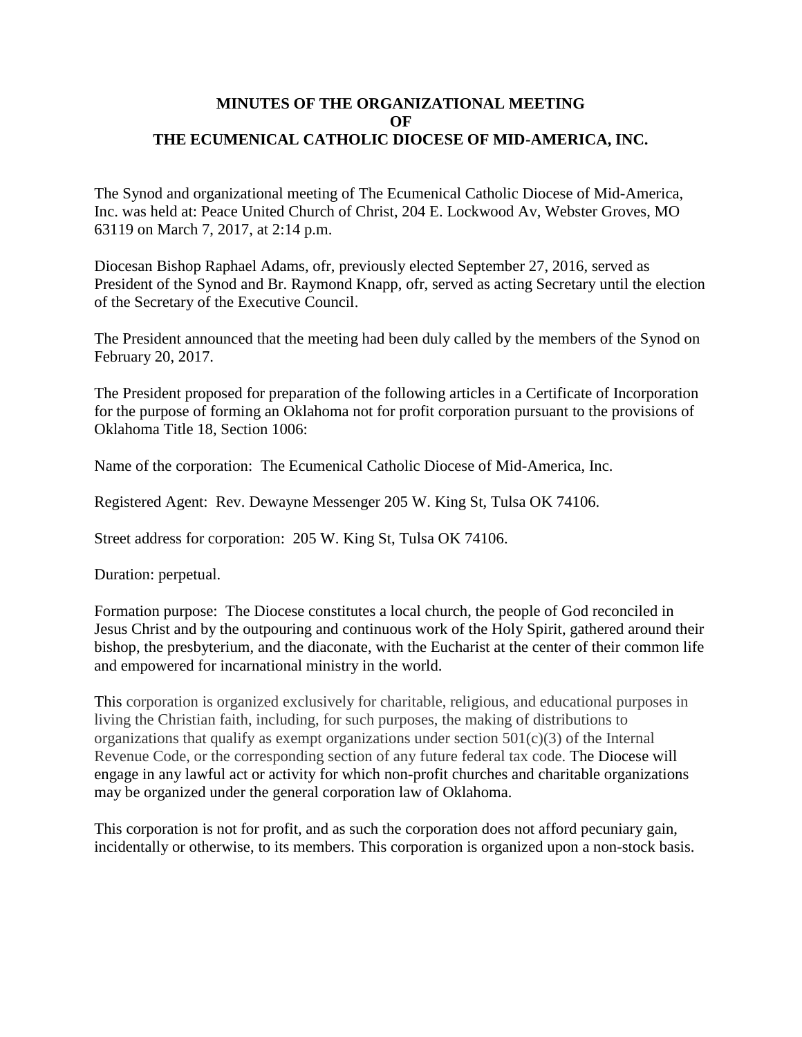# MINUTES OF THE ORGANIZATIONAL MEETING
# OF
# THE ECUMENICAL CATHOLIC DIOCESE OF MID-AMERICA, INC.

The Synod and organizational meeting of The Ecumenical Catholic Diocese of Mid-America, Inc. was held at: Peace United Church of Christ, 204 E. Lockwood Av, Webster Groves, MO 63119 on March 7, 2017, at 2:14 p.m.

Diocesan Bishop Raphael Adams, ofr, previously elected September 27, 2016, served as President of the Synod and Br. Raymond Knapp, ofr, served as acting Secretary until the election of the Secretary of the Executive Council.

The President announced that the meeting had been duly called by the members of the Synod on February 20, 2017.

The President proposed for preparation of the following articles in a Certificate of Incorporation for the purpose of forming an Oklahoma not for profit corporation pursuant to the provisions of Oklahoma Title 18, Section 1006:

Name of the corporation: The Ecumenical Catholic Diocese of Mid-America, Inc.

Registered Agent: Rev. Dewayne Messenger 205 W. King St, Tulsa OK 74106.

Street address for corporation: 205 W. King St, Tulsa OK 74106.

Duration: perpetual.

Formation purpose: The Diocese constitutes a local church, the people of God reconciled in Jesus Christ and by the outpouring and continuous work of the Holy Spirit, gathered around their bishop, the presbyterium, and the diaconate, with the Eucharist at the center of their common life and empowered for incarnational ministry in the world.

This corporation is organized exclusively for charitable, religious, and educational purposes in living the Christian faith, including, for such purposes, the making of distributions to organizations that qualify as exempt organizations under section 501(c)(3) of the Internal Revenue Code, or the corresponding section of any future federal tax code. The Diocese will engage in any lawful act or activity for which non-profit churches and charitable organizations may be organized under the general corporation law of Oklahoma.

This corporation is not for profit, and as such the corporation does not afford pecuniary gain, incidentally or otherwise, to its members. This corporation is organized upon a non-stock basis.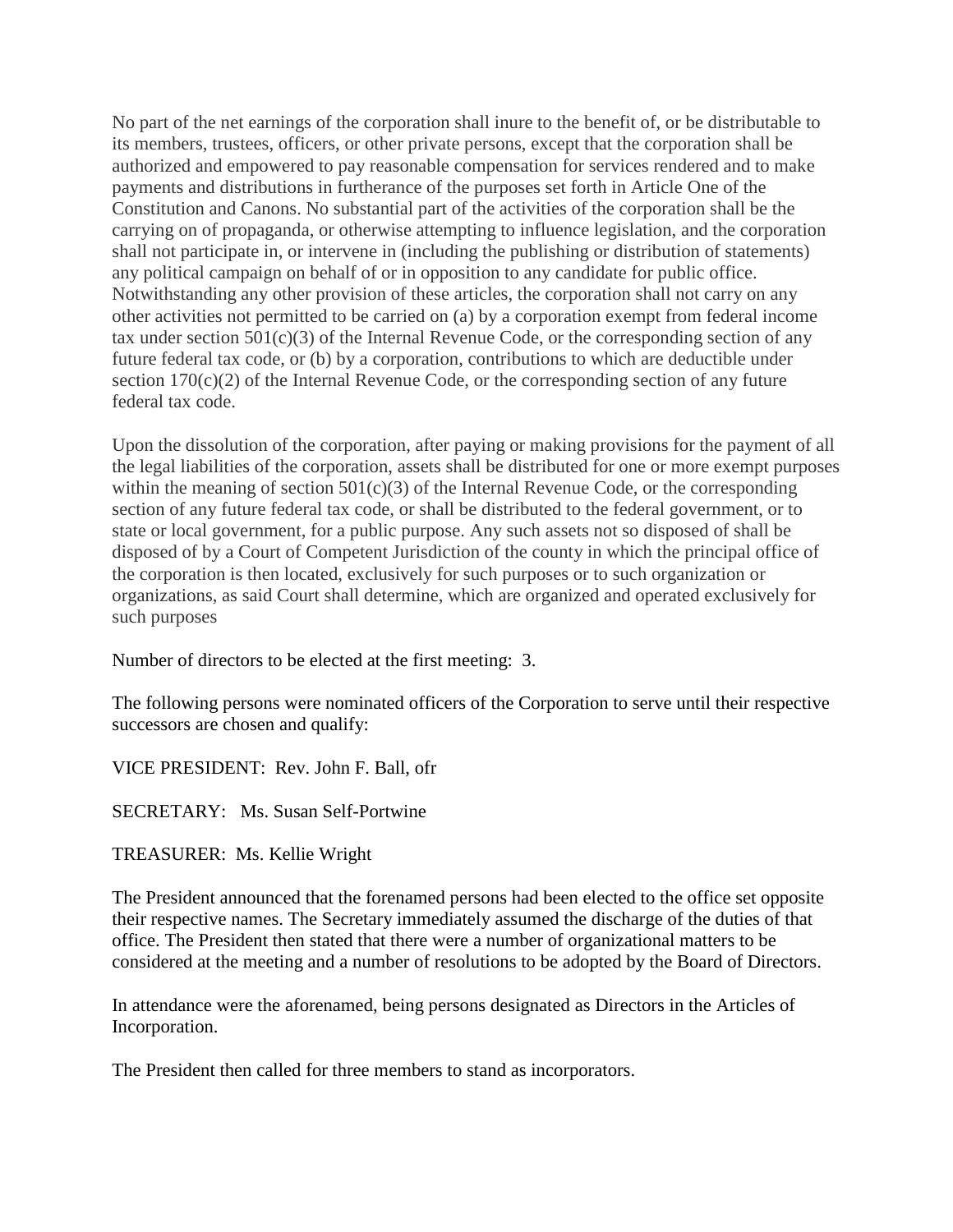No part of the net earnings of the corporation shall inure to the benefit of, or be distributable to its members, trustees, officers, or other private persons, except that the corporation shall be authorized and empowered to pay reasonable compensation for services rendered and to make payments and distributions in furtherance of the purposes set forth in Article One of the Constitution and Canons. No substantial part of the activities of the corporation shall be the carrying on of propaganda, or otherwise attempting to influence legislation, and the corporation shall not participate in, or intervene in (including the publishing or distribution of statements) any political campaign on behalf of or in opposition to any candidate for public office. Notwithstanding any other provision of these articles, the corporation shall not carry on any other activities not permitted to be carried on (a) by a corporation exempt from federal income tax under section 501(c)(3) of the Internal Revenue Code, or the corresponding section of any future federal tax code, or (b) by a corporation, contributions to which are deductible under section 170(c)(2) of the Internal Revenue Code, or the corresponding section of any future federal tax code.

Upon the dissolution of the corporation, after paying or making provisions for the payment of all the legal liabilities of the corporation, assets shall be distributed for one or more exempt purposes within the meaning of section 501(c)(3) of the Internal Revenue Code, or the corresponding section of any future federal tax code, or shall be distributed to the federal government, or to state or local government, for a public purpose. Any such assets not so disposed of shall be disposed of by a Court of Competent Jurisdiction of the county in which the principal office of the corporation is then located, exclusively for such purposes or to such organization or organizations, as said Court shall determine, which are organized and operated exclusively for such purposes

Number of directors to be elected at the first meeting: 3.

The following persons were nominated officers of the Corporation to serve until their respective successors are chosen and qualify:

VICE PRESIDENT: Rev. John F. Ball, ofr

SECRETARY: Ms. Susan Self-Portwine

TREASURER: Ms. Kellie Wright

The President announced that the forenamed persons had been elected to the office set opposite their respective names. The Secretary immediately assumed the discharge of the duties of that office. The President then stated that there were a number of organizational matters to be considered at the meeting and a number of resolutions to be adopted by the Board of Directors.

In attendance were the aforenamed, being persons designated as Directors in the Articles of Incorporation.

The President then called for three members to stand as incorporators.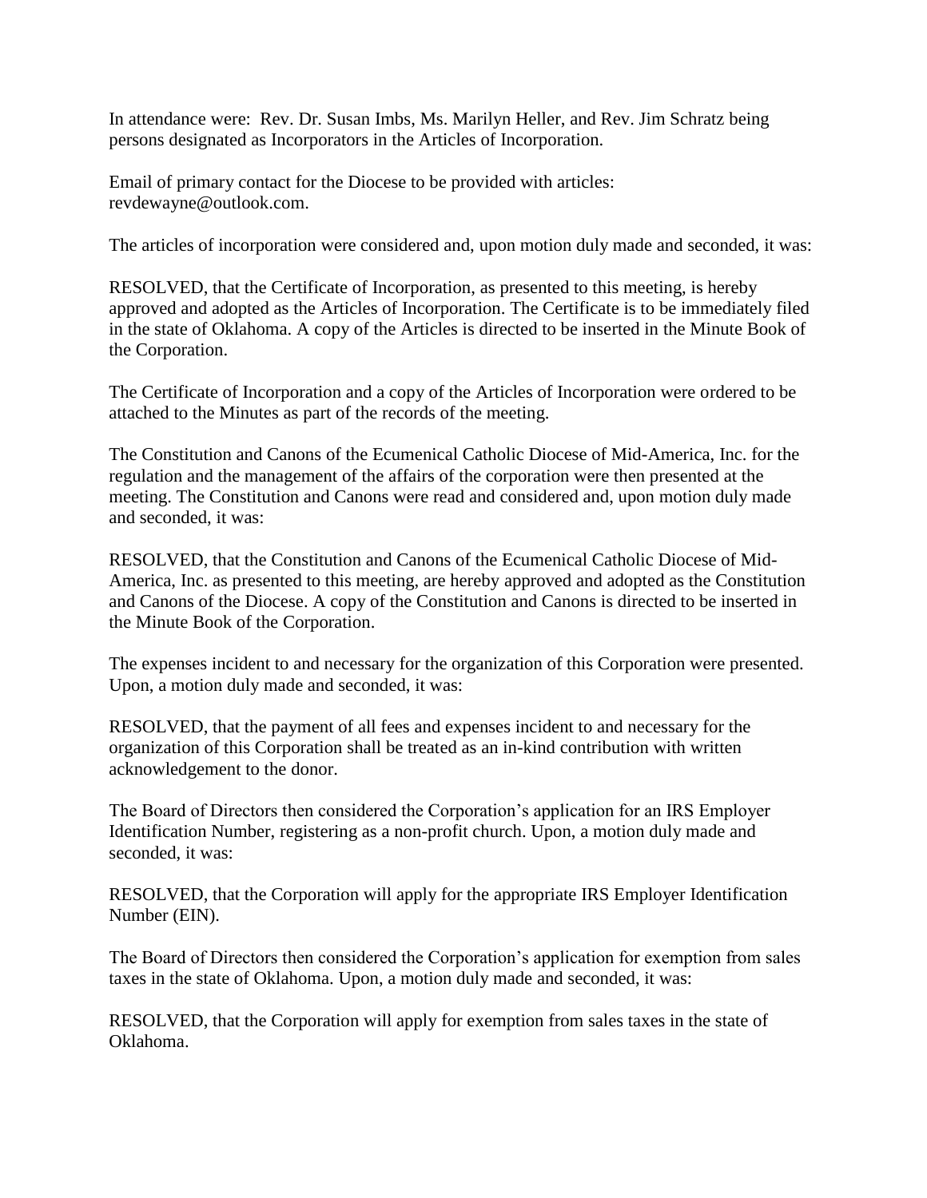In attendance were: Rev. Dr. Susan Imbs, Ms. Marilyn Heller, and Rev. Jim Schratz being persons designated as Incorporators in the Articles of Incorporation.

Email of primary contact for the Diocese to be provided with articles: revdewayne@outlook.com.

The articles of incorporation were considered and, upon motion duly made and seconded, it was:

RESOLVED, that the Certificate of Incorporation, as presented to this meeting, is hereby approved and adopted as the Articles of Incorporation. The Certificate is to be immediately filed in the state of Oklahoma. A copy of the Articles is directed to be inserted in the Minute Book of the Corporation.

The Certificate of Incorporation and a copy of the Articles of Incorporation were ordered to be attached to the Minutes as part of the records of the meeting.

The Constitution and Canons of the Ecumenical Catholic Diocese of Mid-America, Inc. for the regulation and the management of the affairs of the corporation were then presented at the meeting. The Constitution and Canons were read and considered and, upon motion duly made and seconded, it was:

RESOLVED, that the Constitution and Canons of the Ecumenical Catholic Diocese of Mid-America, Inc. as presented to this meeting, are hereby approved and adopted as the Constitution and Canons of the Diocese. A copy of the Constitution and Canons is directed to be inserted in the Minute Book of the Corporation.

The expenses incident to and necessary for the organization of this Corporation were presented. Upon, a motion duly made and seconded, it was:

RESOLVED, that the payment of all fees and expenses incident to and necessary for the organization of this Corporation shall be treated as an in-kind contribution with written acknowledgement to the donor.

The Board of Directors then considered the Corporation's application for an IRS Employer Identification Number, registering as a non-profit church. Upon, a motion duly made and seconded, it was:

RESOLVED, that the Corporation will apply for the appropriate IRS Employer Identification Number (EIN).

The Board of Directors then considered the Corporation's application for exemption from sales taxes in the state of Oklahoma. Upon, a motion duly made and seconded, it was:

RESOLVED, that the Corporation will apply for exemption from sales taxes in the state of Oklahoma.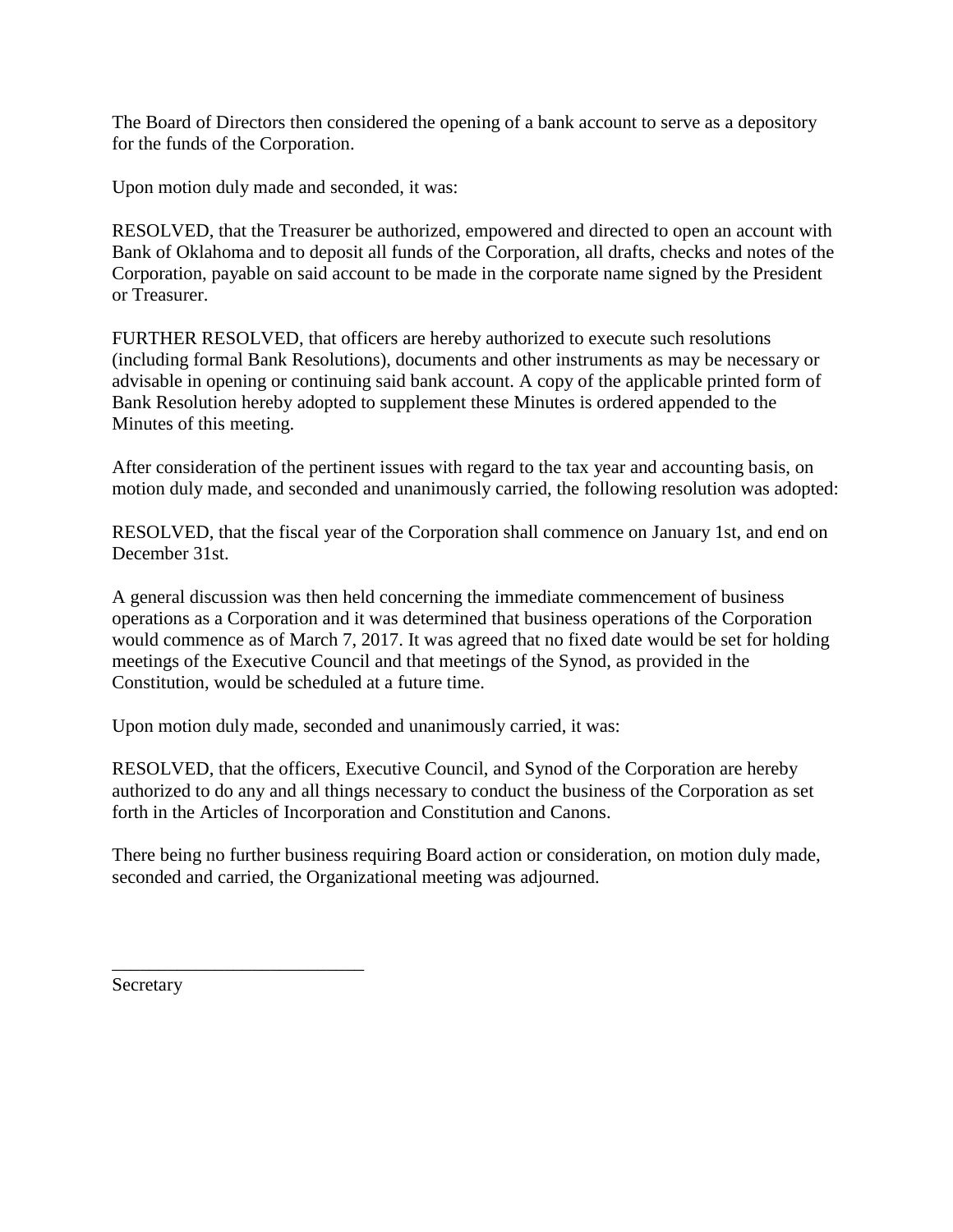The Board of Directors then considered the opening of a bank account to serve as a depository for the funds of the Corporation.

Upon motion duly made and seconded, it was:

RESOLVED, that the Treasurer be authorized, empowered and directed to open an account with Bank of Oklahoma and to deposit all funds of the Corporation, all drafts, checks and notes of the Corporation, payable on said account to be made in the corporate name signed by the President or Treasurer.

FURTHER RESOLVED, that officers are hereby authorized to execute such resolutions (including formal Bank Resolutions), documents and other instruments as may be necessary or advisable in opening or continuing said bank account. A copy of the applicable printed form of Bank Resolution hereby adopted to supplement these Minutes is ordered appended to the Minutes of this meeting.

After consideration of the pertinent issues with regard to the tax year and accounting basis, on motion duly made, and seconded and unanimously carried, the following resolution was adopted:

RESOLVED, that the fiscal year of the Corporation shall commence on January 1st, and end on December 31st.

A general discussion was then held concerning the immediate commencement of business operations as a Corporation and it was determined that business operations of the Corporation would commence as of March 7, 2017. It was agreed that no fixed date would be set for holding meetings of the Executive Council and that meetings of the Synod, as provided in the Constitution, would be scheduled at a future time.

Upon motion duly made, seconded and unanimously carried, it was:

RESOLVED, that the officers, Executive Council, and Synod of the Corporation are hereby authorized to do any and all things necessary to conduct the business of the Corporation as set forth in the Articles of Incorporation and Constitution and Canons.

There being no further business requiring Board action or consideration, on motion duly made, seconded and carried, the Organizational meeting was adjourned.

\_\_\_\_\_\_\_\_\_\_\_\_\_\_\_\_\_\_\_\_\_\_\_\_\_\_\_\_

Secretary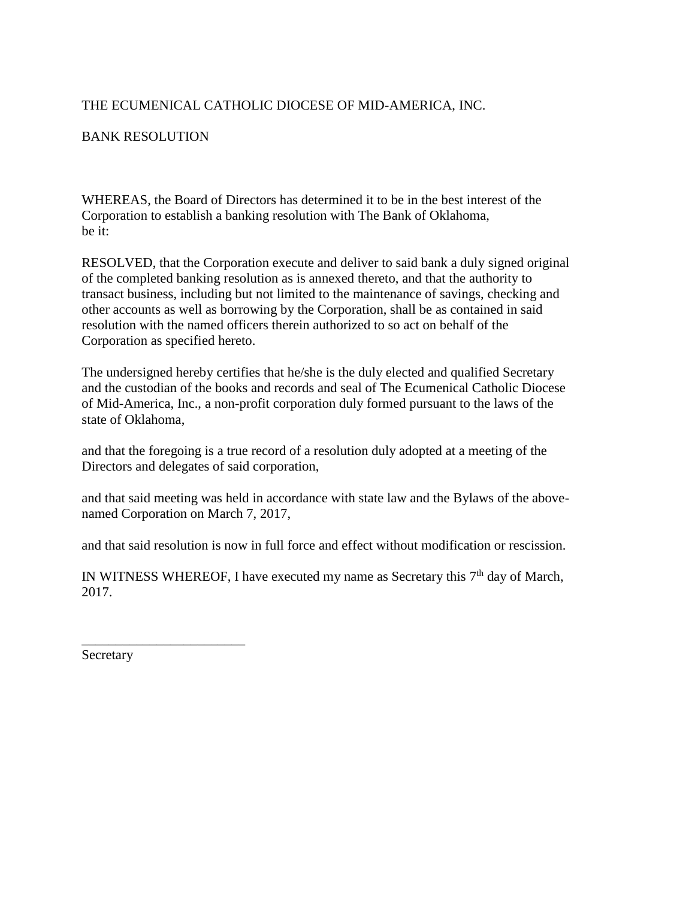THE ECUMENICAL CATHOLIC DIOCESE OF MID-AMERICA, INC.

BANK RESOLUTION

WHEREAS, the Board of Directors has determined it to be in the best interest of the Corporation to establish a banking resolution with The Bank of Oklahoma, be it:

RESOLVED, that the Corporation execute and deliver to said bank a duly signed original of the completed banking resolution as is annexed thereto, and that the authority to transact business, including but not limited to the maintenance of savings, checking and other accounts as well as borrowing by the Corporation, shall be as contained in said resolution with the named officers therein authorized to so act on behalf of the Corporation as specified hereto.

The undersigned hereby certifies that he/she is the duly elected and qualified Secretary and the custodian of the books and records and seal of The Ecumenical Catholic Diocese of Mid-America, Inc., a non-profit corporation duly formed pursuant to the laws of the state of Oklahoma,

and that the foregoing is a true record of a resolution duly adopted at a meeting of the Directors and delegates of said corporation,

and that said meeting was held in accordance with state law and the Bylaws of the above-named Corporation on March 7, 2017,

and that said resolution is now in full force and effect without modification or rescission.

IN WITNESS WHEREOF, I have executed my name as Secretary this 7th day of March, 2017.

________________________
Secretary